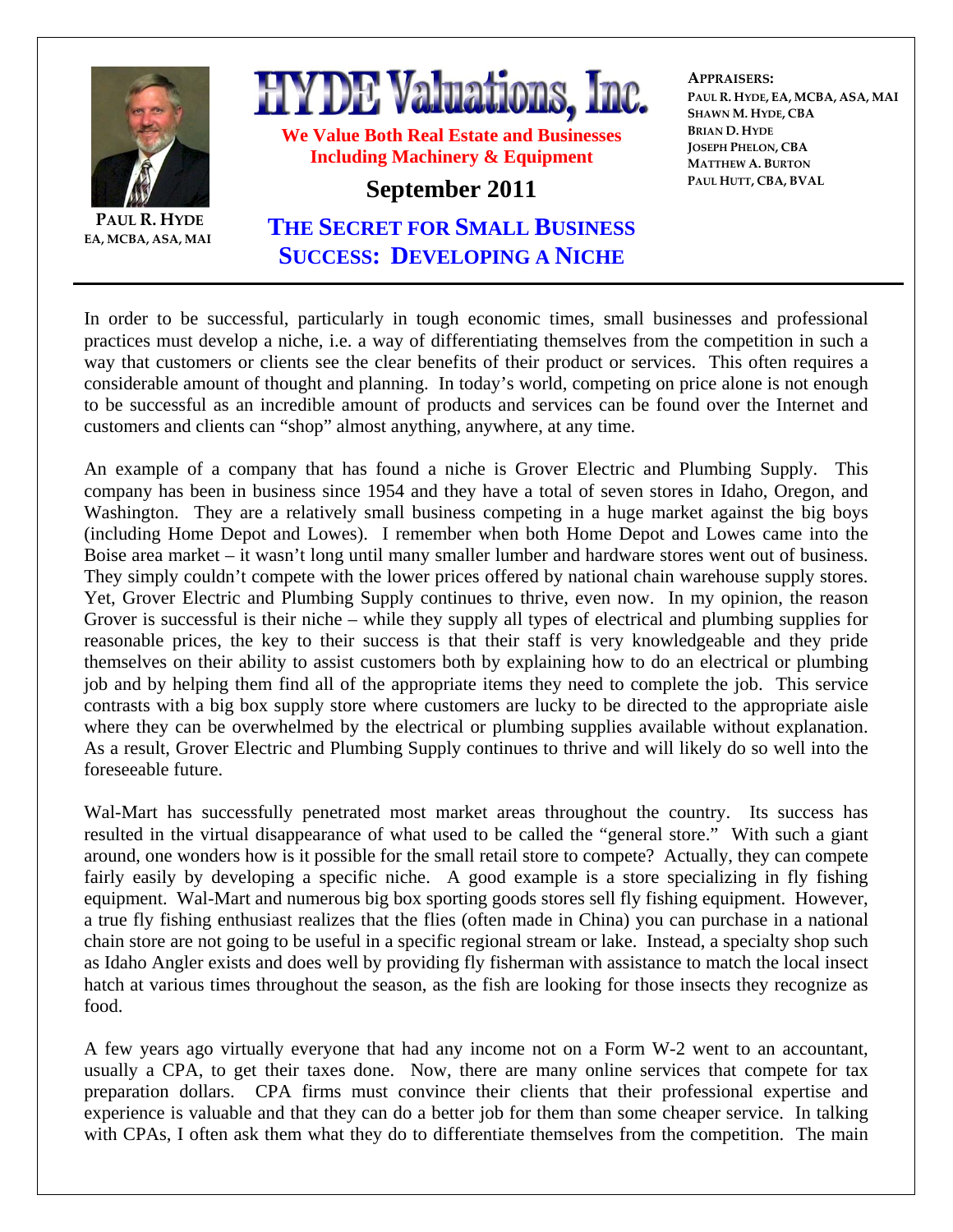PAUL R. HYDE
EA, MCBA, ASA, MAI

# HYDE Valuations, Inc.

**We Value Both Real Estate and Businesses**
**Including Machinery & Equipment**

**September 2011**

**APPRAISERS:**
PAUL R. HYDE, EA, MCBA, ASA, MAI
SHAWN M. HYDE, CBA
BRIAN D. HYDE
JOSEPH PHELON, CBA
MATTHEW A. BURTON
PAUL HUTT, CBA, BVAL

## THE SECRET FOR SMALL BUSINESS SUCCESS: DEVELOPING A NICHE

In order to be successful, particularly in tough economic times, small businesses and professional practices must develop a niche, i.e. a way of differentiating themselves from the competition in such a way that customers or clients see the clear benefits of their product or services. This often requires a considerable amount of thought and planning. In today's world, competing on price alone is not enough to be successful as an incredible amount of products and services can be found over the Internet and customers and clients can "shop" almost anything, anywhere, at any time.

An example of a company that has found a niche is Grover Electric and Plumbing Supply. This company has been in business since 1954 and they have a total of seven stores in Idaho, Oregon, and Washington. They are a relatively small business competing in a huge market against the big boys (including Home Depot and Lowes). I remember when both Home Depot and Lowes came into the Boise area market – it wasn't long until many smaller lumber and hardware stores went out of business. They simply couldn't compete with the lower prices offered by national chain warehouse supply stores. Yet, Grover Electric and Plumbing Supply continues to thrive, even now. In my opinion, the reason Grover is successful is their niche – while they supply all types of electrical and plumbing supplies for reasonable prices, the key to their success is that their staff is very knowledgeable and they pride themselves on their ability to assist customers both by explaining how to do an electrical or plumbing job and by helping them find all of the appropriate items they need to complete the job. This service contrasts with a big box supply store where customers are lucky to be directed to the appropriate aisle where they can be overwhelmed by the electrical or plumbing supplies available without explanation. As a result, Grover Electric and Plumbing Supply continues to thrive and will likely do so well into the foreseeable future.

Wal-Mart has successfully penetrated most market areas throughout the country. Its success has resulted in the virtual disappearance of what used to be called the "general store." With such a giant around, one wonders how is it possible for the small retail store to compete? Actually, they can compete fairly easily by developing a specific niche. A good example is a store specializing in fly fishing equipment. Wal-Mart and numerous big box sporting goods stores sell fly fishing equipment. However, a true fly fishing enthusiast realizes that the flies (often made in China) you can purchase in a national chain store are not going to be useful in a specific regional stream or lake. Instead, a specialty shop such as Idaho Angler exists and does well by providing fly fisherman with assistance to match the local insect hatch at various times throughout the season, as the fish are looking for those insects they recognize as food.

A few years ago virtually everyone that had any income not on a Form W-2 went to an accountant, usually a CPA, to get their taxes done. Now, there are many online services that compete for tax preparation dollars. CPA firms must convince their clients that their professional expertise and experience is valuable and that they can do a better job for them than some cheaper service. In talking with CPAs, I often ask them what they do to differentiate themselves from the competition. The main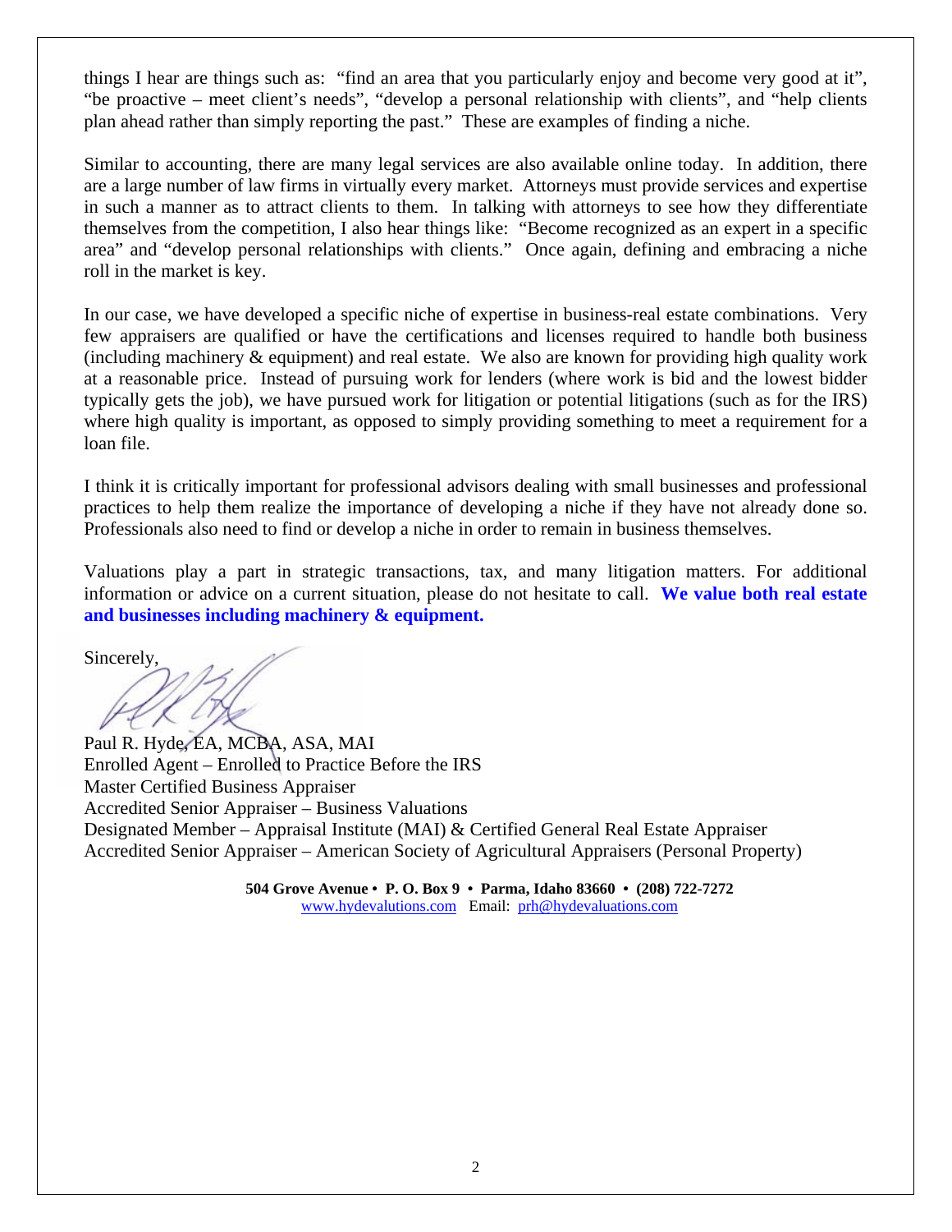things I hear are things such as: "find an area that you particularly enjoy and become very good at it", "be proactive – meet client's needs", "develop a personal relationship with clients", and "help clients plan ahead rather than simply reporting the past." These are examples of finding a niche.

Similar to accounting, there are many legal services are also available online today. In addition, there are a large number of law firms in virtually every market. Attorneys must provide services and expertise in such a manner as to attract clients to them. In talking with attorneys to see how they differentiate themselves from the competition, I also hear things like: "Become recognized as an expert in a specific area" and "develop personal relationships with clients." Once again, defining and embracing a niche roll in the market is key.

In our case, we have developed a specific niche of expertise in business-real estate combinations. Very few appraisers are qualified or have the certifications and licenses required to handle both business (including machinery & equipment) and real estate. We also are known for providing high quality work at a reasonable price. Instead of pursuing work for lenders (where work is bid and the lowest bidder typically gets the job), we have pursued work for litigation or potential litigations (such as for the IRS) where high quality is important, as opposed to simply providing something to meet a requirement for a loan file.

I think it is critically important for professional advisors dealing with small businesses and professional practices to help them realize the importance of developing a niche if they have not already done so. Professionals also need to find or develop a niche in order to remain in business themselves.

Valuations play a part in strategic transactions, tax, and many litigation matters. For additional information or advice on a current situation, please do not hesitate to call. **We value both real estate and businesses including machinery & equipment.**

Sincerely,

Paul R. Hyde, EA, MCBA, ASA, MAI
Enrolled Agent – Enrolled to Practice Before the IRS
Master Certified Business Appraiser
Accredited Senior Appraiser – Business Valuations
Designated Member – Appraisal Institute (MAI) & Certified General Real Estate Appraiser
Accredited Senior Appraiser – American Society of Agricultural Appraisers (Personal Property)

**504 Grove Avenue • P. O. Box 9 • Parma, Idaho 83660 • (208) 722-7272**
www.hydevalutions.com Email: prh@hydevaluations.com